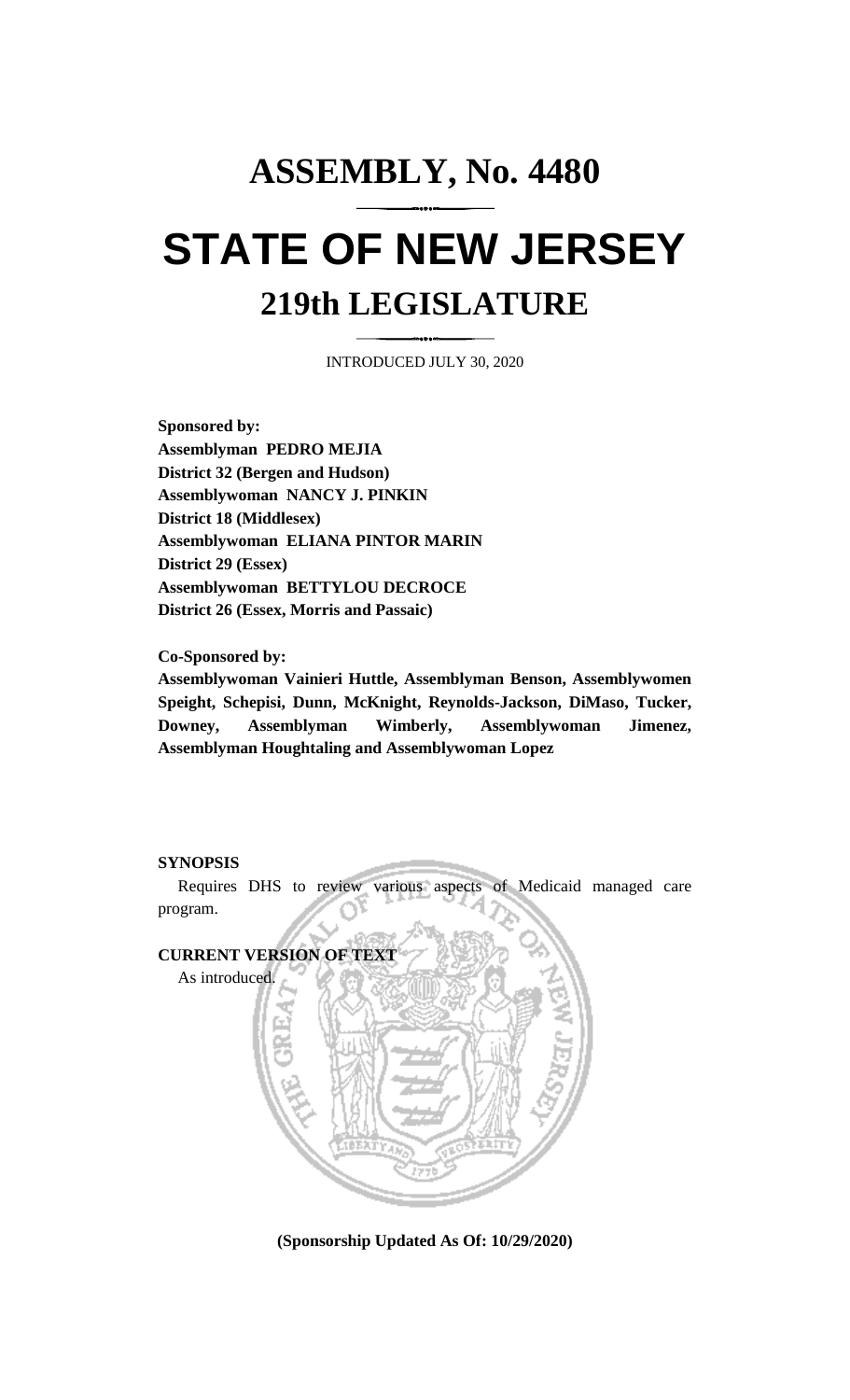# ASSEMBLY, No. 4480

# STATE OF NEW JERSEY

## 219th LEGISLATURE

INTRODUCED JULY 30, 2020

**Sponsored by:**
**Assemblyman PEDRO MEJIA**
**District 32 (Bergen and Hudson)**
**Assemblywoman NANCY J. PINKIN**
**District 18 (Middlesex)**
**Assemblywoman ELIANA PINTOR MARIN**
**District 29 (Essex)**
**Assemblywoman BETTYLOU DECROCE**
**District 26 (Essex, Morris and Passaic)**

**Co-Sponsored by:**
**Assemblywoman Vainieri Huttle, Assemblyman Benson, Assemblywomen Speight, Schepisi, Dunn, McKnight, Reynolds-Jackson, DiMaso, Tucker, Downey, Assemblyman Wimberly, Assemblywoman Jimenez, Assemblyman Houghtaling and Assemblywoman Lopez**

**SYNOPSIS**

Requires DHS to review various aspects of Medicaid managed care program.

**CURRENT VERSION OF TEXT**

As introduced.

**(Sponsorship Updated As Of: 10/29/2020)**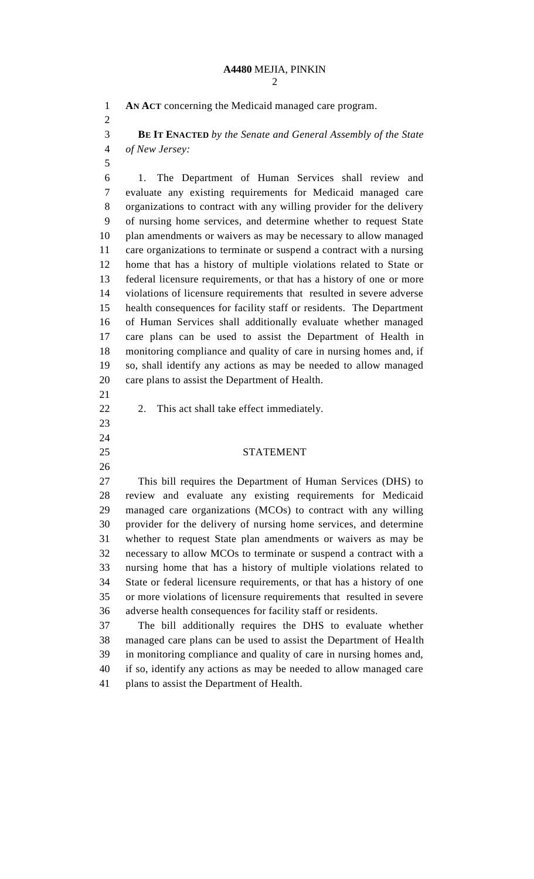**AN ACT** concerning the Medicaid managed care program.

**BE IT ENACTED** *by the Senate and General Assembly of the State of New Jersey:*

1. The Department of Human Services shall review and evaluate any existing requirements for Medicaid managed care organizations to contract with any willing provider for the delivery of nursing home services, and determine whether to request State plan amendments or waivers as may be necessary to allow managed care organizations to terminate or suspend a contract with a nursing home that has a history of multiple violations related to State or federal licensure requirements, or that has a history of one or more violations of licensure requirements that resulted in severe adverse health consequences for facility staff or residents. The Department of Human Services shall additionally evaluate whether managed care plans can be used to assist the Department of Health in monitoring compliance and quality of care in nursing homes and, if so, shall identify any actions as may be needed to allow managed care plans to assist the Department of Health.

2. This act shall take effect immediately.

## STATEMENT

This bill requires the Department of Human Services (DHS) to review and evaluate any existing requirements for Medicaid managed care organizations (MCOs) to contract with any willing provider for the delivery of nursing home services, and determine whether to request State plan amendments or waivers as may be necessary to allow MCOs to terminate or suspend a contract with a nursing home that has a history of multiple violations related to State or federal licensure requirements, or that has a history of one or more violations of licensure requirements that resulted in severe adverse health consequences for facility staff or residents.

The bill additionally requires the DHS to evaluate whether managed care plans can be used to assist the Department of Health in monitoring compliance and quality of care in nursing homes and, if so, identify any actions as may be needed to allow managed care plans to assist the Department of Health.